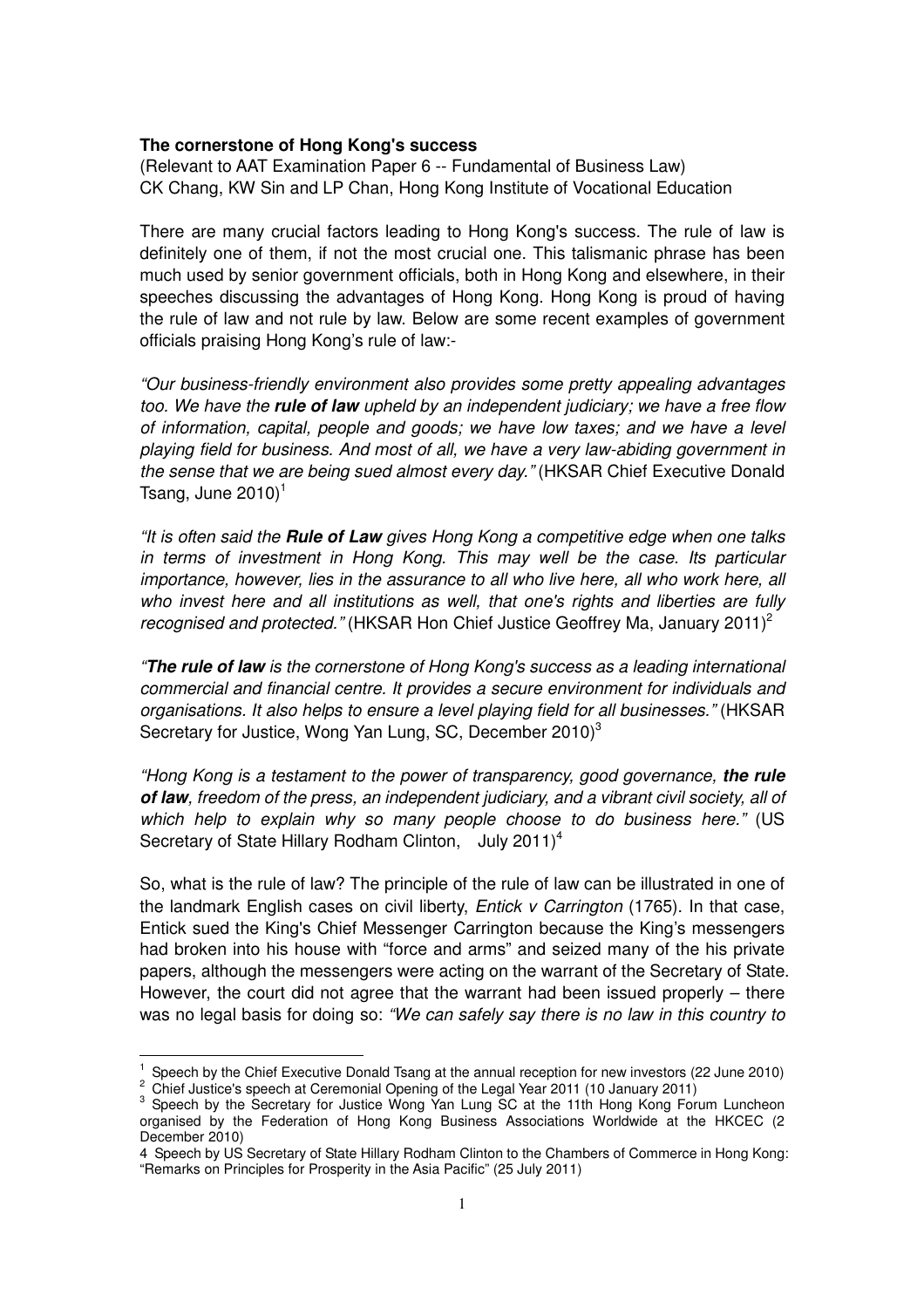**The cornerstone of Hong Kong's success**

(Relevant to AAT Examination Paper 6 -- Fundamental of Business Law)
CK Chang, KW Sin and LP Chan, Hong Kong Institute of Vocational Education

There are many crucial factors leading to Hong Kong's success. The rule of law is definitely one of them, if not the most crucial one. This talismanic phrase has been much used by senior government officials, both in Hong Kong and elsewhere, in their speeches discussing the advantages of Hong Kong. Hong Kong is proud of having the rule of law and not rule by law. Below are some recent examples of government officials praising Hong Kong's rule of law:-

*"Our business-friendly environment also provides some pretty appealing advantages too. We have the **rule of law** upheld by an independent judiciary; we have a free flow of information, capital, people and goods; we have low taxes; and we have a level playing field for business. And most of all, we have a very law-abiding government in the sense that we are being sued almost every day."* (HKSAR Chief Executive Donald Tsang, June 2010)[1]

*"It is often said the **Rule of Law** gives Hong Kong a competitive edge when one talks in terms of investment in Hong Kong. This may well be the case. Its particular importance, however, lies in the assurance to all who live here, all who work here, all who invest here and all institutions as well, that one's rights and liberties are fully recognised and protected."* (HKSAR Hon Chief Justice Geoffrey Ma, January 2011)[2]

*"**The rule of law** is the cornerstone of Hong Kong's success as a leading international commercial and financial centre. It provides a secure environment for individuals and organisations. It also helps to ensure a level playing field for all businesses."* (HKSAR Secretary for Justice, Wong Yan Lung, SC, December 2010)[3]

*"Hong Kong is a testament to the power of transparency, good governance, **the rule of law**, freedom of the press, an independent judiciary, and a vibrant civil society, all of which help to explain why so many people choose to do business here."* (US Secretary of State Hillary Rodham Clinton, July 2011)[4]

So, what is the rule of law? The principle of the rule of law can be illustrated in one of the landmark English cases on civil liberty, *Entick v Carrington* (1765). In that case, Entick sued the King's Chief Messenger Carrington because the King's messengers had broken into his house with "force and arms" and seized many of the his private papers, although the messengers were acting on the warrant of the Secretary of State. However, the court did not agree that the warrant had been issued properly – there was no legal basis for doing so: *"We can safely say there is no law in this country to*

---

[1] Speech by the Chief Executive Donald Tsang at the annual reception for new investors (22 June 2010)

[2] Chief Justice's speech at Ceremonial Opening of the Legal Year 2011 (10 January 2011)

[3] Speech by the Secretary for Justice Wong Yan Lung SC at the 11th Hong Kong Forum Luncheon organised by the Federation of Hong Kong Business Associations Worldwide at the HKCEC (2 December 2010)

[4] Speech by US Secretary of State Hillary Rodham Clinton to the Chambers of Commerce in Hong Kong: "Remarks on Principles for Prosperity in the Asia Pacific" (25 July 2011)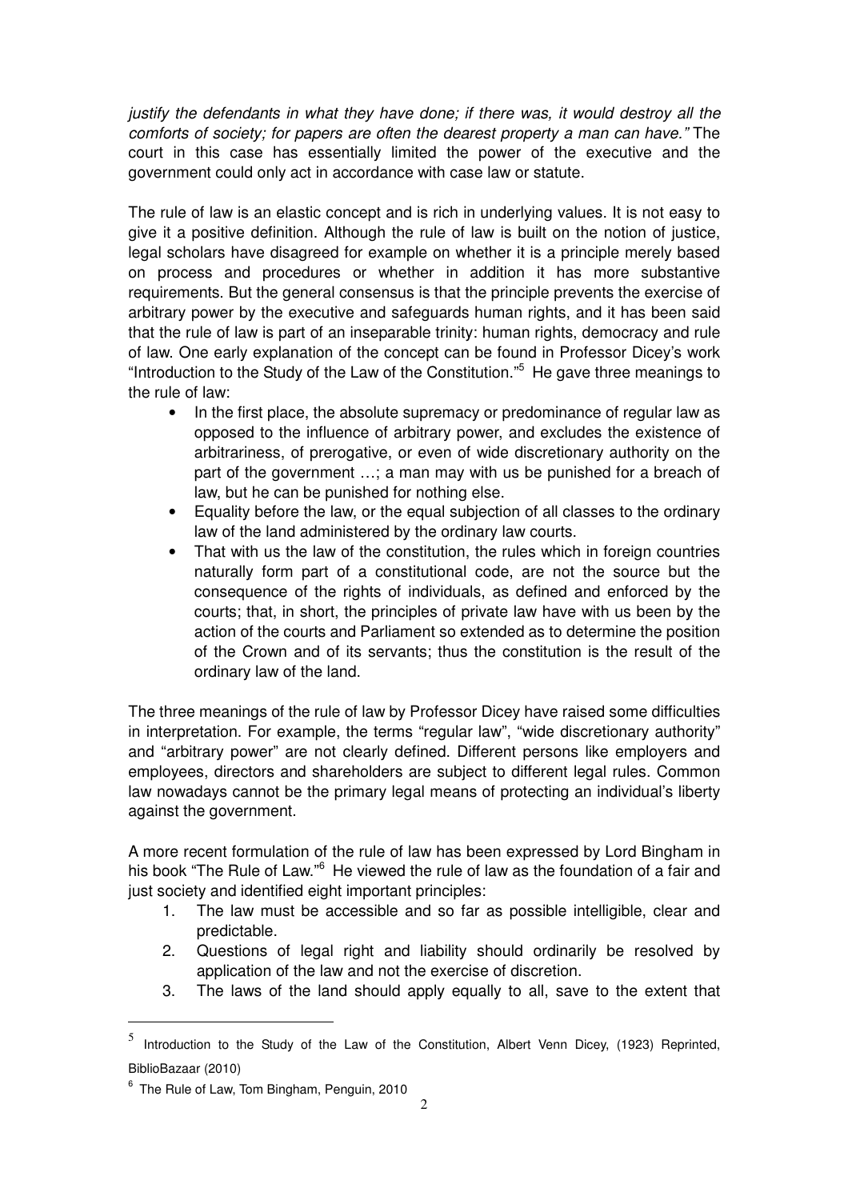*justify the defendants in what they have done; if there was, it would destroy all the comforts of society; for papers are often the dearest property a man can have."* The court in this case has essentially limited the power of the executive and the government could only act in accordance with case law or statute.

The rule of law is an elastic concept and is rich in underlying values. It is not easy to give it a positive definition. Although the rule of law is built on the notion of justice, legal scholars have disagreed for example on whether it is a principle merely based on process and procedures or whether in addition it has more substantive requirements. But the general consensus is that the principle prevents the exercise of arbitrary power by the executive and safeguards human rights, and it has been said that the rule of law is part of an inseparable trinity: human rights, democracy and rule of law. One early explanation of the concept can be found in Professor Dicey's work "Introduction to the Study of the Law of the Constitution."[5] He gave three meanings to the rule of law:

- In the first place, the absolute supremacy or predominance of regular law as opposed to the influence of arbitrary power, and excludes the existence of arbitrariness, of prerogative, or even of wide discretionary authority on the part of the government …; a man may with us be punished for a breach of law, but he can be punished for nothing else.
- Equality before the law, or the equal subjection of all classes to the ordinary law of the land administered by the ordinary law courts.
- That with us the law of the constitution, the rules which in foreign countries naturally form part of a constitutional code, are not the source but the consequence of the rights of individuals, as defined and enforced by the courts; that, in short, the principles of private law have with us been by the action of the courts and Parliament so extended as to determine the position of the Crown and of its servants; thus the constitution is the result of the ordinary law of the land.

The three meanings of the rule of law by Professor Dicey have raised some difficulties in interpretation. For example, the terms "regular law", "wide discretionary authority" and "arbitrary power" are not clearly defined. Different persons like employers and employees, directors and shareholders are subject to different legal rules. Common law nowadays cannot be the primary legal means of protecting an individual's liberty against the government.

A more recent formulation of the rule of law has been expressed by Lord Bingham in his book "The Rule of Law."[6] He viewed the rule of law as the foundation of a fair and just society and identified eight important principles:

1. The law must be accessible and so far as possible intelligible, clear and predictable.
2. Questions of legal right and liability should ordinarily be resolved by application of the law and not the exercise of discretion.
3. The laws of the land should apply equally to all, save to the extent that

---

[5] Introduction to the Study of the Law of the Constitution, Albert Venn Dicey, (1923) Reprinted, BiblioBazaar (2010)

[6] The Rule of Law, Tom Bingham, Penguin, 2010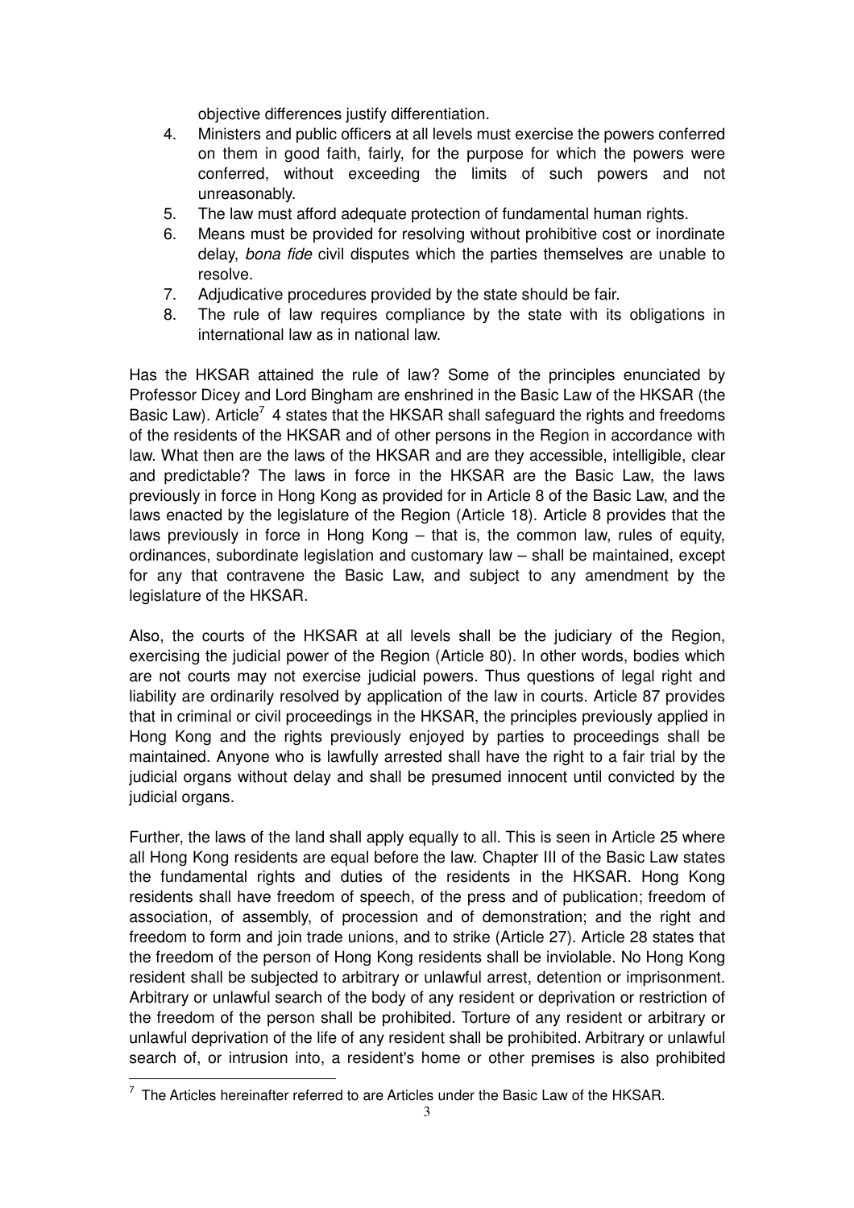objective differences justify differentiation.

4. Ministers and public officers at all levels must exercise the powers conferred on them in good faith, fairly, for the purpose for which the powers were conferred, without exceeding the limits of such powers and not unreasonably.
5. The law must afford adequate protection of fundamental human rights.
6. Means must be provided for resolving without prohibitive cost or inordinate delay, *bona fide* civil disputes which the parties themselves are unable to resolve.
7. Adjudicative procedures provided by the state should be fair.
8. The rule of law requires compliance by the state with its obligations in international law as in national law.

Has the HKSAR attained the rule of law? Some of the principles enunciated by Professor Dicey and Lord Bingham are enshrined in the Basic Law of the HKSAR (the Basic Law). Article[7] 4 states that the HKSAR shall safeguard the rights and freedoms of the residents of the HKSAR and of other persons in the Region in accordance with law. What then are the laws of the HKSAR and are they accessible, intelligible, clear and predictable? The laws in force in the HKSAR are the Basic Law, the laws previously in force in Hong Kong as provided for in Article 8 of the Basic Law, and the laws enacted by the legislature of the Region (Article 18). Article 8 provides that the laws previously in force in Hong Kong – that is, the common law, rules of equity, ordinances, subordinate legislation and customary law – shall be maintained, except for any that contravene the Basic Law, and subject to any amendment by the legislature of the HKSAR.

Also, the courts of the HKSAR at all levels shall be the judiciary of the Region, exercising the judicial power of the Region (Article 80). In other words, bodies which are not courts may not exercise judicial powers. Thus questions of legal right and liability are ordinarily resolved by application of the law in courts. Article 87 provides that in criminal or civil proceedings in the HKSAR, the principles previously applied in Hong Kong and the rights previously enjoyed by parties to proceedings shall be maintained. Anyone who is lawfully arrested shall have the right to a fair trial by the judicial organs without delay and shall be presumed innocent until convicted by the judicial organs.

Further, the laws of the land shall apply equally to all. This is seen in Article 25 where all Hong Kong residents are equal before the law. Chapter III of the Basic Law states the fundamental rights and duties of the residents in the HKSAR. Hong Kong residents shall have freedom of speech, of the press and of publication; freedom of association, of assembly, of procession and of demonstration; and the right and freedom to form and join trade unions, and to strike (Article 27). Article 28 states that the freedom of the person of Hong Kong residents shall be inviolable. No Hong Kong resident shall be subjected to arbitrary or unlawful arrest, detention or imprisonment. Arbitrary or unlawful search of the body of any resident or deprivation or restriction of the freedom of the person shall be prohibited. Torture of any resident or arbitrary or unlawful deprivation of the life of any resident shall be prohibited. Arbitrary or unlawful search of, or intrusion into, a resident's home or other premises is also prohibited

[7] The Articles hereinafter referred to are Articles under the Basic Law of the HKSAR.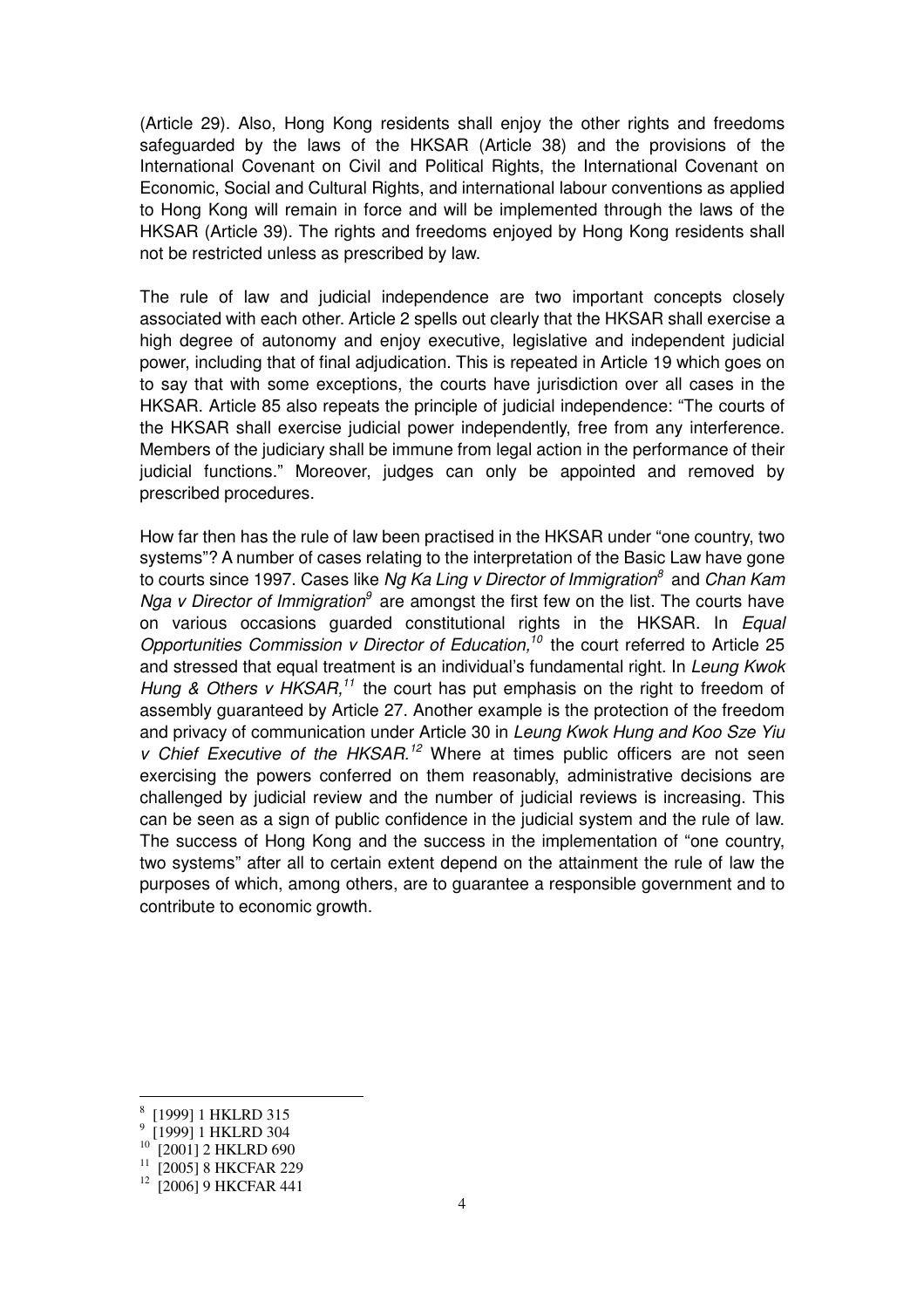(Article 29). Also, Hong Kong residents shall enjoy the other rights and freedoms safeguarded by the laws of the HKSAR (Article 38) and the provisions of the International Covenant on Civil and Political Rights, the International Covenant on Economic, Social and Cultural Rights, and international labour conventions as applied to Hong Kong will remain in force and will be implemented through the laws of the HKSAR (Article 39). The rights and freedoms enjoyed by Hong Kong residents shall not be restricted unless as prescribed by law.

The rule of law and judicial independence are two important concepts closely associated with each other. Article 2 spells out clearly that the HKSAR shall exercise a high degree of autonomy and enjoy executive, legislative and independent judicial power, including that of final adjudication. This is repeated in Article 19 which goes on to say that with some exceptions, the courts have jurisdiction over all cases in the HKSAR. Article 85 also repeats the principle of judicial independence: "The courts of the HKSAR shall exercise judicial power independently, free from any interference. Members of the judiciary shall be immune from legal action in the performance of their judicial functions." Moreover, judges can only be appointed and removed by prescribed procedures.

How far then has the rule of law been practised in the HKSAR under "one country, two systems"? A number of cases relating to the interpretation of the Basic Law have gone to courts since 1997. Cases like *Ng Ka Ling v Director of Immigration*[8] and *Chan Kam Nga v Director of Immigration*[9] are amongst the first few on the list. The courts have on various occasions guarded constitutional rights in the HKSAR. In *Equal Opportunities Commission v Director of Education,*[10] the court referred to Article 25 and stressed that equal treatment is an individual's fundamental right. In *Leung Kwok Hung & Others v HKSAR,*[11] the court has put emphasis on the right to freedom of assembly guaranteed by Article 27. Another example is the protection of the freedom and privacy of communication under Article 30 in *Leung Kwok Hung and Koo Sze Yiu v Chief Executive of the HKSAR.*[12] Where at times public officers are not seen exercising the powers conferred on them reasonably, administrative decisions are challenged by judicial review and the number of judicial reviews is increasing. This can be seen as a sign of public confidence in the judicial system and the rule of law. The success of Hong Kong and the success in the implementation of "one country, two systems" after all to certain extent depend on the attainment the rule of law the purposes of which, among others, are to guarantee a responsible government and to contribute to economic growth.

---

[8] [1999] 1 HKLRD 315

[9] [1999] 1 HKLRD 304

[10] [2001] 2 HKLRD 690

[11] [2005] 8 HKCFAR 229

[12] [2006] 9 HKCFAR 441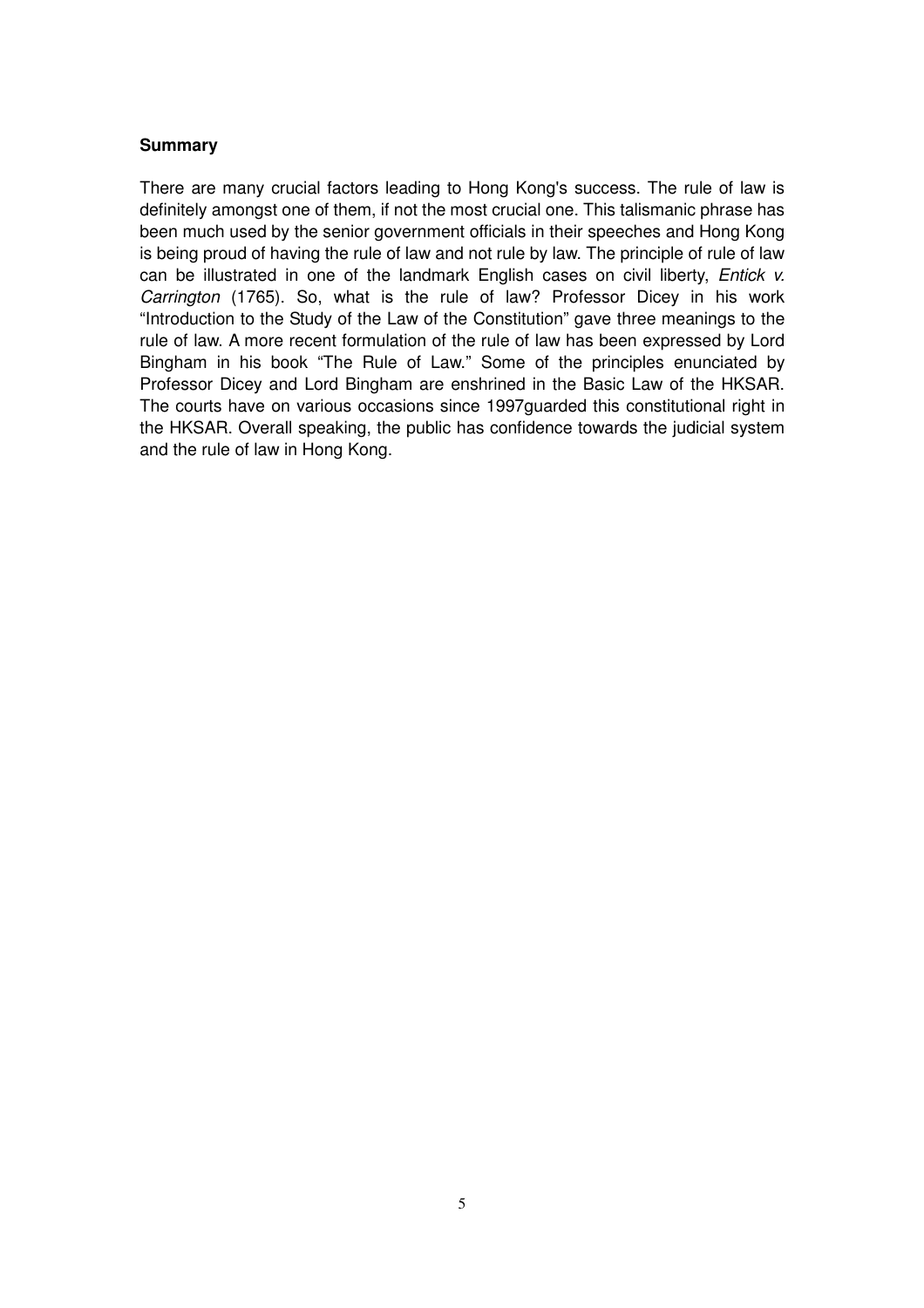**Summary**

There are many crucial factors leading to Hong Kong's success. The rule of law is definitely amongst one of them, if not the most crucial one. This talismanic phrase has been much used by the senior government officials in their speeches and Hong Kong is being proud of having the rule of law and not rule by law. The principle of rule of law can be illustrated in one of the landmark English cases on civil liberty, *Entick v. Carrington* (1765). So, what is the rule of law? Professor Dicey in his work "Introduction to the Study of the Law of the Constitution" gave three meanings to the rule of law. A more recent formulation of the rule of law has been expressed by Lord Bingham in his book "The Rule of Law." Some of the principles enunciated by Professor Dicey and Lord Bingham are enshrined in the Basic Law of the HKSAR. The courts have on various occasions since 1997guarded this constitutional right in the HKSAR. Overall speaking, the public has confidence towards the judicial system and the rule of law in Hong Kong.